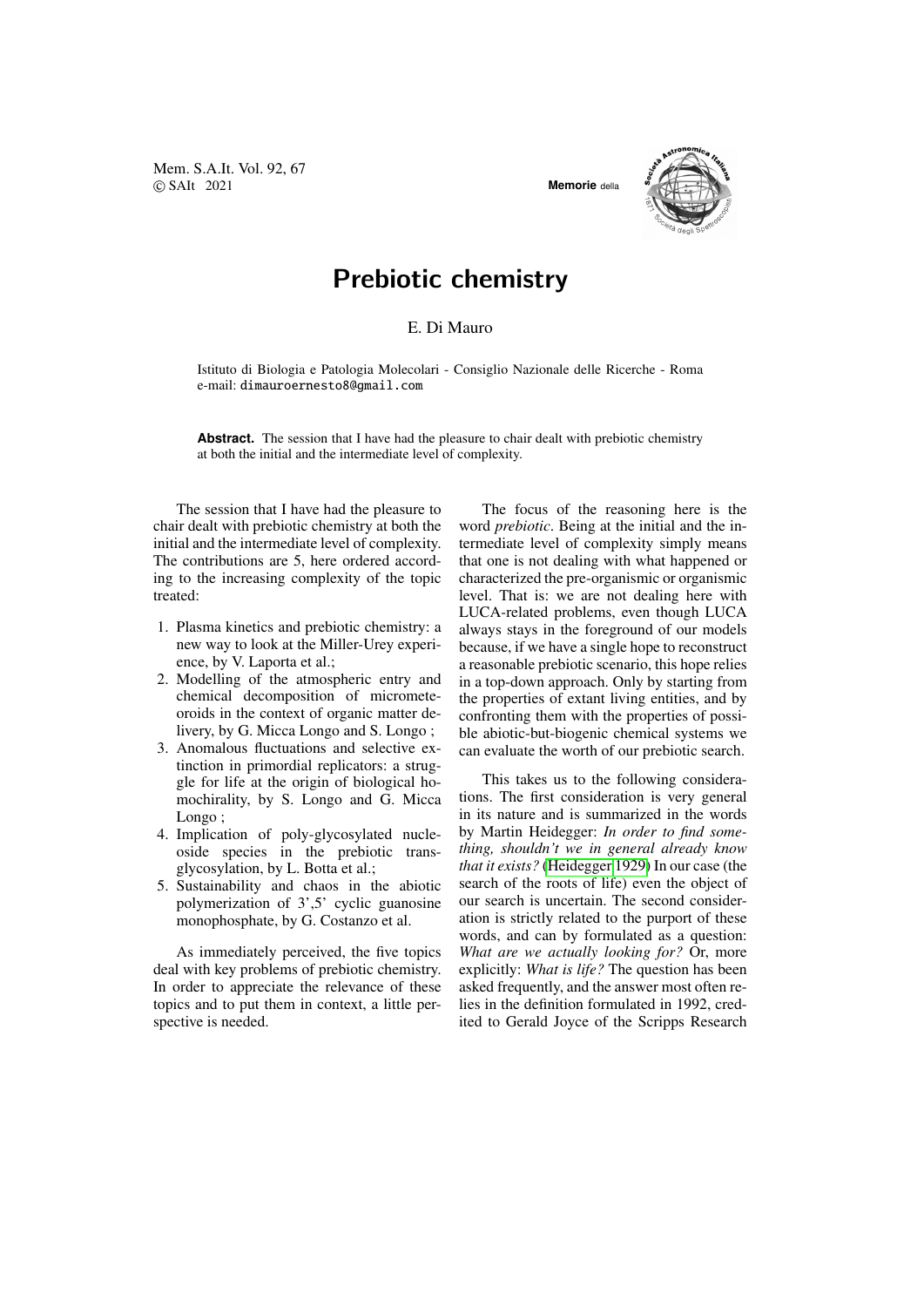# Prebiotic chemistry

E. Di Mauro

Istituto di Biologia e Patologia Molecolari - Consiglio Nazionale delle Ricerche - Roma
e-mail: dimauroernesto8@gmail.com

**Abstract.** The session that I have had the pleasure to chair dealt with prebiotic chemistry at both the initial and the intermediate level of complexity.

The session that I have had the pleasure to chair dealt with prebiotic chemistry at both the initial and the intermediate level of complexity. The contributions are 5, here ordered according to the increasing complexity of the topic treated:

1. Plasma kinetics and prebiotic chemistry: a new way to look at the Miller-Urey experience, by V. Laporta et al.;
2. Modelling of the atmospheric entry and chemical decomposition of micrometeoroids in the context of organic matter delivery, by G. Micca Longo and S. Longo ;
3. Anomalous fluctuations and selective extinction in primordial replicators: a struggle for life at the origin of biological homochirality, by S. Longo and G. Micca Longo ;
4. Implication of poly-glycosylated nucleoside species in the prebiotic transglycosylation, by L. Botta et al.;
5. Sustainability and chaos in the abiotic polymerization of 3',5' cyclic guanosine monophosphate, by G. Costanzo et al.

As immediately perceived, the five topics deal with key problems of prebiotic chemistry. In order to appreciate the relevance of these topics and to put them in context, a little perspective is needed.

The focus of the reasoning here is the word *prebiotic*. Being at the initial and the intermediate level of complexity simply means that one is not dealing with what happened or characterized the pre-organismic or organismic level. That is: we are not dealing here with LUCA-related problems, even though LUCA always stays in the foreground of our models because, if we have a single hope to reconstruct a reasonable prebiotic scenario, this hope relies in a top-down approach. Only by starting from the properties of extant living entities, and by confronting them with the properties of possible abiotic-but-biogenic chemical systems we can evaluate the worth of our prebiotic search.

This takes us to the following considerations. The first consideration is very general in its nature and is summarized in the words by Martin Heidegger: *In order to find something, shouldn't we in general already know that it exists?* (Heidegger 1929) In our case (the search of the roots of life) even the object of our search is uncertain. The second consideration is strictly related to the purport of these words, and can by formulated as a question: *What are we actually looking for?* Or, more explicitly: *What is life?* The question has been asked frequently, and the answer most often relies in the definition formulated in 1992, credited to Gerald Joyce of the Scripps Research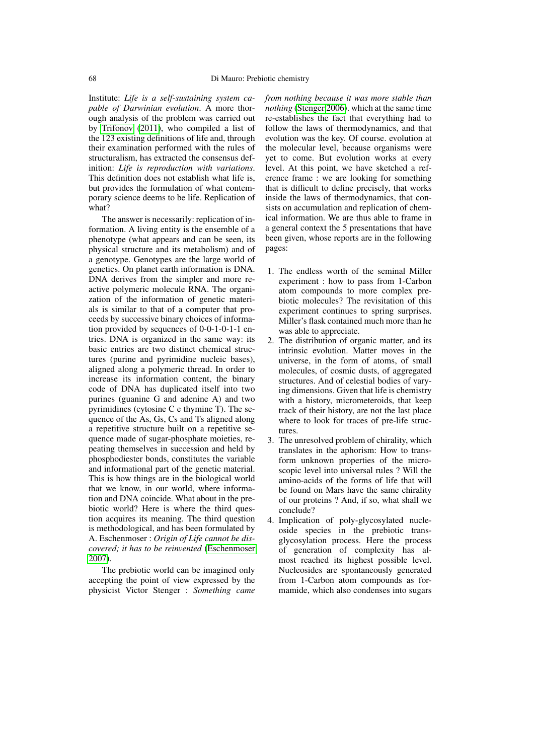Institute: *Life is a self-sustaining system capable of Darwinian evolution*. A more thorough analysis of the problem was carried out by Trifonov (2011), who compiled a list of the 123 existing definitions of life and, through their examination performed with the rules of structuralism, has extracted the consensus definition: *Life is reproduction with variations*. This definition does not establish what life is, but provides the formulation of what contemporary science deems to be life. Replication of what?

The answer is necessarily: replication of information. A living entity is the ensemble of a phenotype (what appears and can be seen, its physical structure and its metabolism) and of a genotype. Genotypes are the large world of genetics. On planet earth information is DNA. DNA derives from the simpler and more reactive polymeric molecule RNA. The organization of the information of genetic materials is similar to that of a computer that proceeds by successive binary choices of information provided by sequences of 0-0-1-0-1-1 entries. DNA is organized in the same way: its basic entries are two distinct chemical structures (purine and pyrimidine nucleic bases), aligned along a polymeric thread. In order to increase its information content, the binary code of DNA has duplicated itself into two purines (guanine G and adenine A) and two pyrimidines (cytosine C e thymine T). The sequence of the As, Gs, Cs and Ts aligned along a repetitive structure built on a repetitive sequence made of sugar-phosphate moieties, repeating themselves in succession and held by phosphodiester bonds, constitutes the variable and informational part of the genetic material. This is how things are in the biological world that we know, in our world, where information and DNA coincide. What about in the prebiotic world? Here is where the third question acquires its meaning. The third question is methodological, and has been formulated by A. Eschenmoser : *Origin of Life cannot be discovered; it has to be reinvented* (Eschenmoser 2007).

The prebiotic world can be imagined only accepting the point of view expressed by the physicist Victor Stenger : *Something came from nothing because it was more stable than nothing* (Stenger 2006). which at the same time re-establishes the fact that everything had to follow the laws of thermodynamics, and that evolution was the key. Of course. evolution at the molecular level, because organisms were yet to come. But evolution works at every level. At this point, we have sketched a reference frame : we are looking for something that is difficult to define precisely, that works inside the laws of thermodynamics, that consists on accumulation and replication of chemical information. We are thus able to frame in a general context the 5 presentations that have been given, whose reports are in the following pages:

1. The endless worth of the seminal Miller experiment : how to pass from 1-Carbon atom compounds to more complex prebiotic molecules? The revisitation of this experiment continues to spring surprises. Miller's flask contained much more than he was able to appreciate.
2. The distribution of organic matter, and its intrinsic evolution. Matter moves in the universe, in the form of atoms, of small molecules, of cosmic dusts, of aggregated structures. And of celestial bodies of varying dimensions. Given that life is chemistry with a history, micrometeoroids, that keep track of their history, are not the last place where to look for traces of pre-life structures.
3. The unresolved problem of chirality, which translates in the aphorism: How to transform unknown properties of the microscopic level into universal rules ? Will the amino-acids of the forms of life that will be found on Mars have the same chirality of our proteins ? And, if so, what shall we conclude?
4. Implication of poly-glycosylated nucleoside species in the prebiotic transglycosylation process. Here the process of generation of complexity has almost reached its highest possible level. Nucleosides are spontaneously generated from 1-Carbon atom compounds as formamide, which also condenses into sugars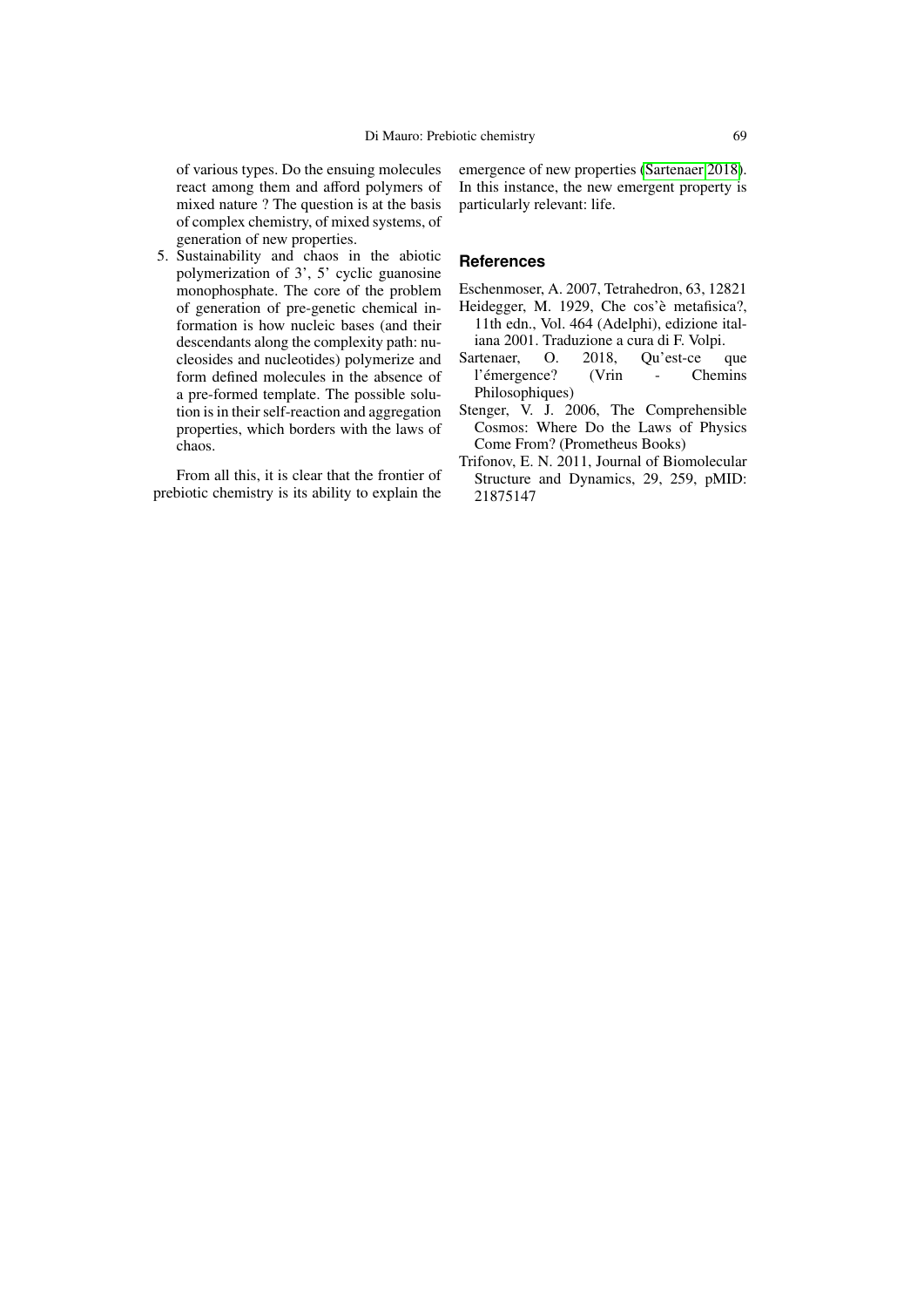of various types. Do the ensuing molecules react among them and afford polymers of mixed nature ? The question is at the basis of complex chemistry, of mixed systems, of generation of new properties.

5. Sustainability and chaos in the abiotic polymerization of 3', 5' cyclic guanosine monophosphate. The core of the problem of generation of pre-genetic chemical information is how nucleic bases (and their descendants along the complexity path: nucleosides and nucleotides) polymerize and form defined molecules in the absence of a pre-formed template. The possible solution is in their self-reaction and aggregation properties, which borders with the laws of chaos.

From all this, it is clear that the frontier of prebiotic chemistry is its ability to explain the emergence of new properties (Sartenaer 2018). In this instance, the new emergent property is particularly relevant: life.

## References

Eschenmoser, A. 2007, Tetrahedron, 63, 12821

Heidegger, M. 1929, Che cos'è metafisica?, 11th edn., Vol. 464 (Adelphi), edizione italiana 2001. Traduzione a cura di F. Volpi.

Sartenaer, O. 2018, Qu'est-ce que l'émergence? (Vrin - Chemins Philosophiques)

Stenger, V. J. 2006, The Comprehensible Cosmos: Where Do the Laws of Physics Come From? (Prometheus Books)

Trifonov, E. N. 2011, Journal of Biomolecular Structure and Dynamics, 29, 259, pMID: 21875147